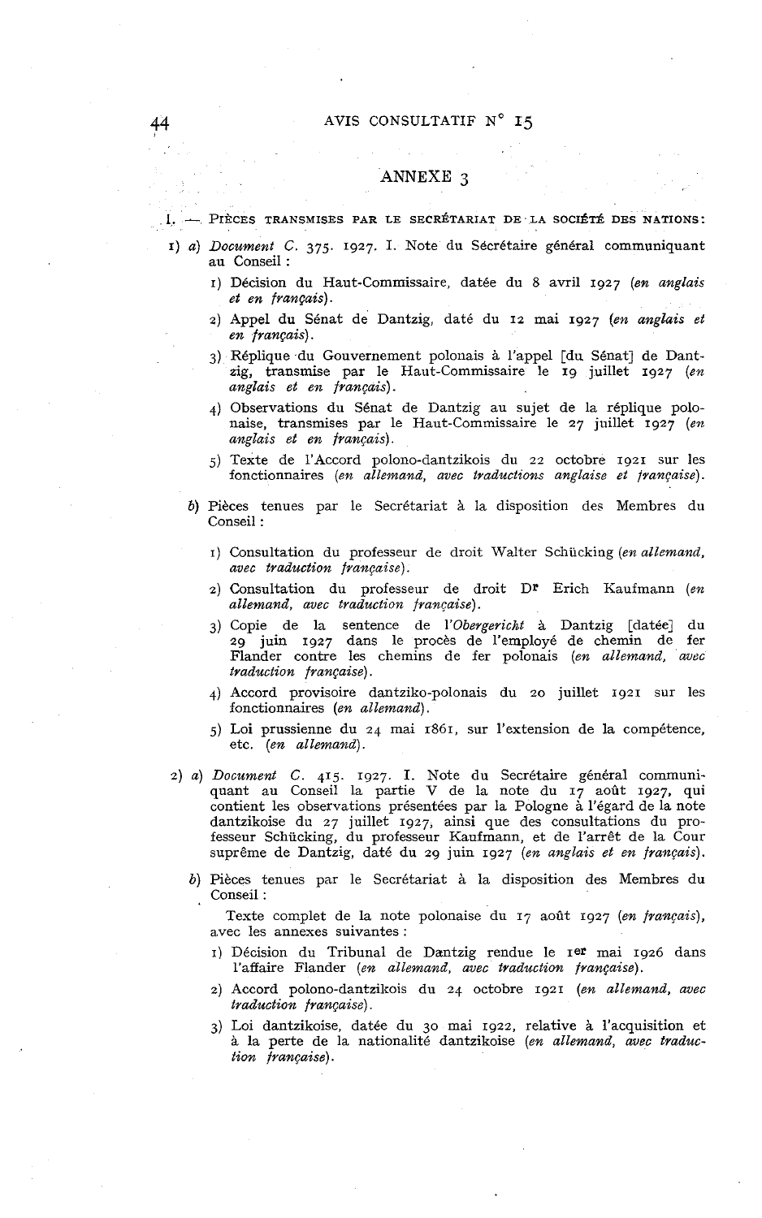## ANNEXE 3

I. — PIÈCES TRANSMISES PAR LE SECRÉTARIAT DE LA SOCIÉTÉ DES NATIONS :

1) a) *Document C.* 375. 1927. I. Note du Secrétaire général communiquant au Conseil :

   1) Décision du Haut-Commissaire, datée du 8 avril 1927 (*en anglais et en français*).
   2) Appel du Sénat de Dantzig, daté du 12 mai 1927 (*en anglais et en français*).
   3) Réplique du Gouvernement polonais à l'appel [du Sénat] de Dantzig, transmise par le Haut-Commissaire le 19 juillet 1927 (*en anglais et en français*).
   4) Observations du Sénat de Dantzig au sujet de la réplique polonaise, transmises par le Haut-Commissaire le 27 juillet 1927 (*en anglais et en français*).
   5) Texte de l'Accord polono-dantzikois du 22 octobre 1921 sur les fonctionnaires (*en allemand, avec traductions anglaise et française*).

   b) Pièces tenues par le Secrétariat à la disposition des Membres du Conseil :

   1) Consultation du professeur de droit Walter Schücking (*en allemand, avec traduction française*).
   2) Consultation du professeur de droit Dr Erich Kaufmann (*en allemand, avec traduction française*).
   3) Copie de la sentence de l'*Obergericht* à Dantzig [datée] du 29 juin 1927 dans le procès de l'employé de chemin de fer Flander contre les chemins de fer polonais (*en allemand, avec traduction française*).
   4) Accord provisoire dantziko-polonais du 20 juillet 1921 sur les fonctionnaires (*en allemand*).
   5) Loi prussienne du 24 mai 1861, sur l'extension de la compétence, etc. (*en allemand*).

2) a) *Document C.* 415. 1927. I. Note du Secrétaire général communiquant au Conseil la partie V de la note du 17 août 1927, qui contient les observations présentées par la Pologne à l'égard de la note dantzikoise du 27 juillet 1927, ainsi que des consultations du professeur Schücking, du professeur Kaufmann, et de l'arrêt de la Cour suprême de Dantzig, daté du 29 juin 1927 (*en anglais et en français*).

   b) Pièces tenues par le Secrétariat à la disposition des Membres du Conseil :

   Texte complet de la note polonaise du 17 août 1927 (*en français*), avec les annexes suivantes :

   1) Décision du Tribunal de Dantzig rendue le 1er mai 1926 dans l'affaire Flander (*en allemand, avec traduction française*).
   2) Accord polono-dantzikois du 24 octobre 1921 (*en allemand, avec traduction française*).
   3) Loi dantzikoise, datée du 30 mai 1922, relative à l'acquisition et à la perte de la nationalité dantzikoise (*en allemand, avec traduction française*).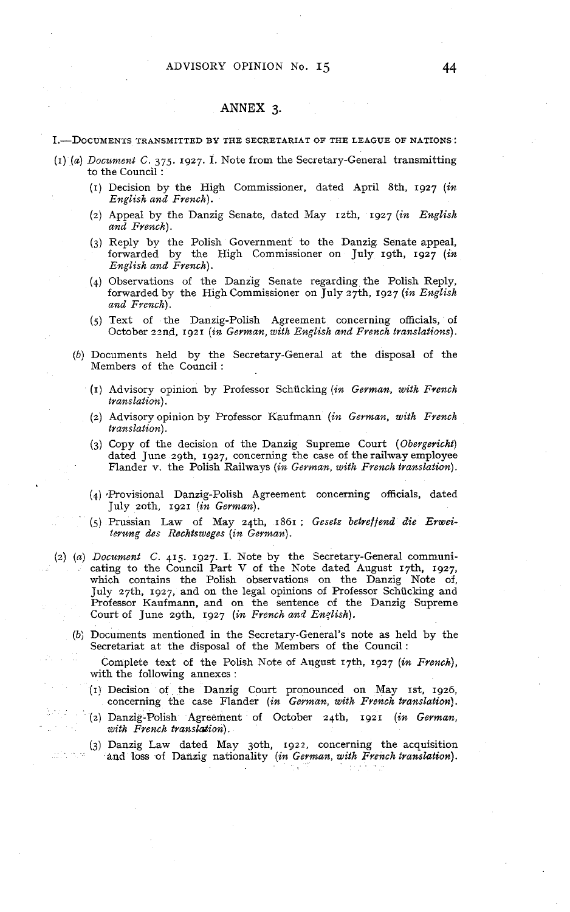## ANNEX 3.

I.—DOCUMENTS TRANSMITTED BY THE SECRETARIAT OF THE LEAGUE OF NATIONS:

(1) (a) *Document C. 375. 1927. I.* Note from the Secretary-General transmitting to the Council:

(1) Decision by the High Commissioner, dated April 8th, 1927 (*in English and French*).

(2) Appeal by the Danzig Senate, dated May 12th, 1927 (*in English and French*).

(3) Reply by the Polish Government to the Danzig Senate appeal, forwarded by the High Commissioner on July 19th, 1927 (*in English and French*).

(4) Observations of the Danzig Senate regarding the Polish Reply, forwarded by the High Commissioner on July 27th, 1927 (*in English and French*).

(5) Text of the Danzig-Polish Agreement concerning officials, of October 22nd, 1921 (*in German, with English and French translations*).

(b) Documents held by the Secretary-General at the disposal of the Members of the Council:

(1) Advisory opinion by Professor Schücking (*in German, with French translation*).

(2) Advisory opinion by Professor Kaufmann (*in German, with French translation*).

(3) Copy of the decision of the Danzig Supreme Court (*Obergericht*) dated June 29th, 1927, concerning the case of the railway employee Flander v. the Polish Railways (*in German, with French translation*).

(4) Provisional Danzig-Polish Agreement concerning officials, dated July 20th, 1921 (*in German*).

(5) Prussian Law of May 24th, 1861; *Gesetz betreffend die Erweiterung des Rechtsweges* (*in German*).

(2) (a) *Document C. 415. 1927. I.* Note by the Secretary-General communicating to the Council Part V of the Note dated August 17th, 1927, which contains the Polish observations on the Danzig Note of July 27th, 1927, and on the legal opinions of Professor Schücking and Professor Kaufmann, and on the sentence of the Danzig Supreme Court of June 29th, 1927 (*in French and English*).

(b) Documents mentioned in the Secretary-General's note as held by the Secretariat at the disposal of the Members of the Council:

Complete text of the Polish Note of August 17th, 1927 (*in French*), with the following annexes:

(1) Decision of the Danzig Court pronounced on May 1st, 1926, concerning the case Flander (*in German, with French translation*).

(2) Danzig-Polish Agreement of October 24th, 1921 (*in German, with French translation*).

(3) Danzig Law dated May 30th, 1922, concerning the acquisition and loss of Danzig nationality (*in German, with French translation*).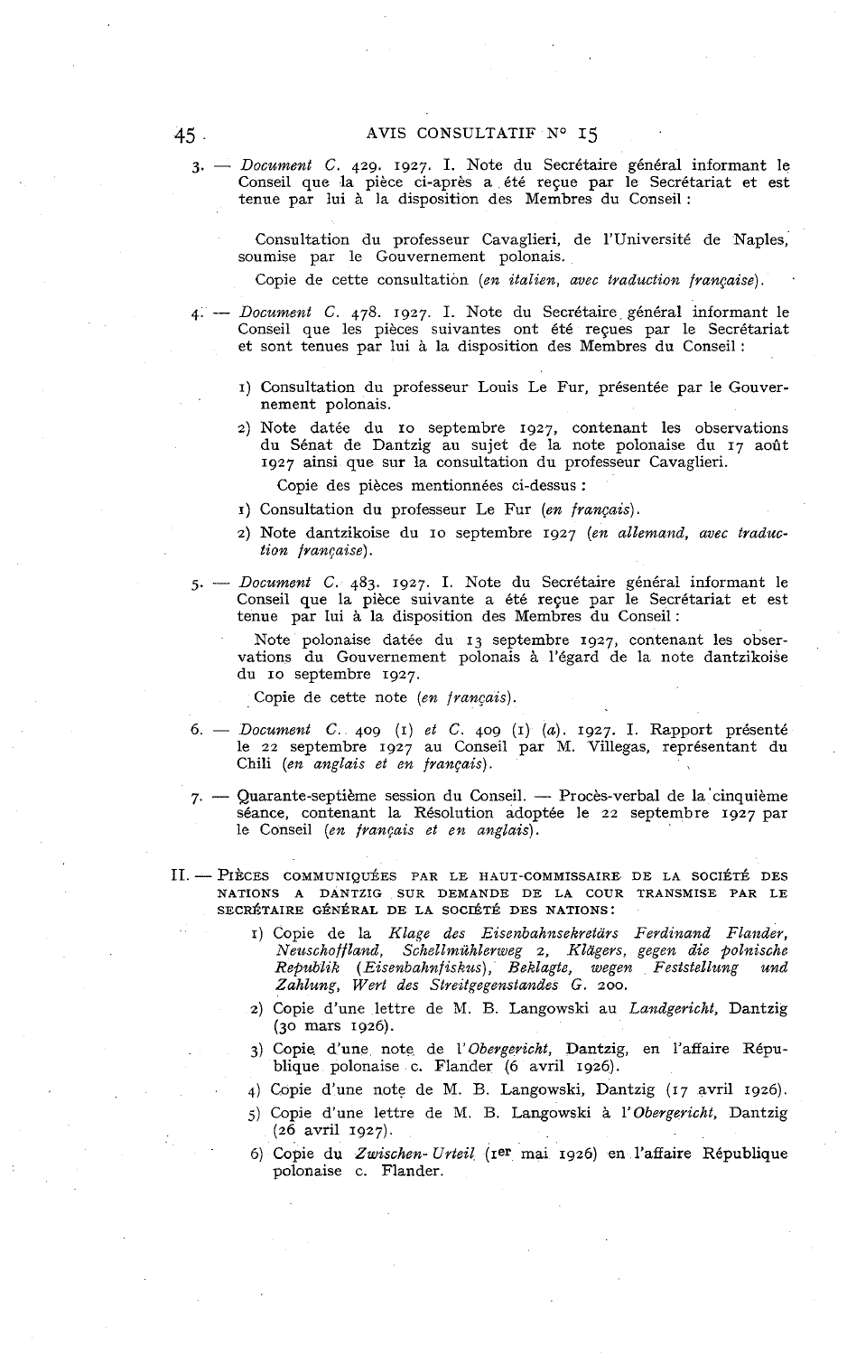3. — *Document C.* 429. 1927. I. Note du Secrétaire général informant le Conseil que la pièce ci-après a été reçue par le Secrétariat et est tenue par lui à la disposition des Membres du Conseil :

   Consultation du professeur Cavaglieri, de l'Université de Naples, soumise par le Gouvernement polonais.

   Copie de cette consultation (*en italien, avec traduction française*).

4. — *Document C.* 478. 1927. I. Note du Secrétaire général informant le Conseil que les pièces suivantes ont été reçues par le Secrétariat et sont tenues par lui à la disposition des Membres du Conseil :

   1) Consultation du professeur Louis Le Fur, présentée par le Gouvernement polonais.
   2) Note datée du 10 septembre 1927, contenant les observations du Sénat de Dantzig au sujet de la note polonaise du 17 août 1927 ainsi que sur la consultation du professeur Cavaglieri.

   Copie des pièces mentionnées ci-dessus :

   1) Consultation du professeur Le Fur (*en français*).
   2) Note dantzikoise du 10 septembre 1927 (*en allemand, avec traduction française*).

5. — *Document C.* 483. 1927. I. Note du Secrétaire général informant le Conseil que la pièce suivante a été reçue par le Secrétariat et est tenue par lui à la disposition des Membres du Conseil :

   Note polonaise datée du 13 septembre 1927, contenant les observations du Gouvernement polonais à l'égard de la note dantzikoise du 10 septembre 1927.

   Copie de cette note (*en français*).

6. — *Document C.* 409 (1) *et C.* 409 (1) (*a*). 1927. I. Rapport présenté le 22 septembre 1927 au Conseil par M. Villegas, représentant du Chili (*en anglais et en français*).

7. — Quarante-septième session du Conseil. — Procès-verbal de la cinquième séance, contenant la Résolution adoptée le 22 septembre 1927 par le Conseil (*en français et en anglais*).

II. — Pièces communiquées par le Haut-Commissaire de la Société des Nations à Dantzig sur demande de la Cour transmise par le Secrétaire général de la Société des Nations :

   1) Copie de la *Klage des Eisenbahnsekretärs Ferdinand Flander, Neuschoffland, Schellmühlerweg 2, Klägers, gegen die polnische Republik (Eisenbahnfiskus), Beklagte, wegen Feststellung und Zahlung, Wert des Streitgegenstandes G. 200.*
   2) Copie d'une lettre de M. B. Langowski au *Landgericht*, Dantzig (30 mars 1926).
   3) Copie d'une note de l'*Obergericht*, Dantzig, en l'affaire République polonaise c. Flander (6 avril 1926).
   4) Copie d'une note de M. B. Langowski, Dantzig (17 avril 1926).
   5) Copie d'une lettre de M. B. Langowski à l'*Obergericht*, Dantzig (26 avril 1927).
   6) Copie du *Zwischen-Urteil* (1er mai 1926) en l'affaire République polonaise c. Flander.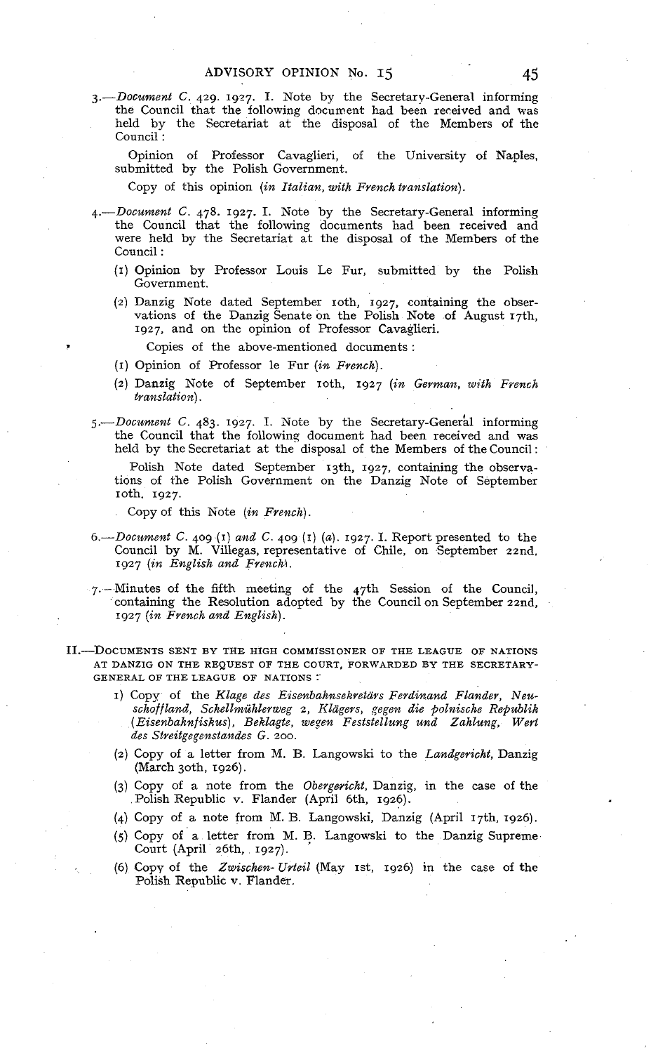3.—*Document C.* 429. 1927. I. Note by the Secretary-General informing the Council that the following document had been received and was held by the Secretariat at the disposal of the Members of the Council:

Opinion of Professor Cavaglieri, of the University of Naples, submitted by the Polish Government.

Copy of this opinion (*in Italian, with French translation*).

4.—*Document C.* 478. 1927. I. Note by the Secretary-General informing the Council that the following documents had been received and were held by the Secretariat at the disposal of the Members of the Council:

(1) Opinion by Professor Louis Le Fur, submitted by the Polish Government.

(2) Danzig Note dated September 10th, 1927, containing the observations of the Danzig Senate on the Polish Note of August 17th, 1927, and on the opinion of Professor Cavaglieri.

Copies of the above-mentioned documents:

(1) Opinion of Professor le Fur (*in French*).

(2) Danzig Note of September 10th, 1927 (*in German, with French translation*).

5.—*Document C.* 483. 1927. I. Note by the Secretary-General informing the Council that the following document had been received and was held by the Secretariat at the disposal of the Members of the Council:

Polish Note dated September 13th, 1927, containing the observations of the Polish Government on the Danzig Note of September 10th, 1927.

Copy of this Note (*in French*).

6.—*Document C.* 409 (1) *and C.* 409 (1) (*a*). 1927. I. Report presented to the Council by M. Villegas, representative of Chile, on September 22nd, 1927 (*in English and French*).

7.—Minutes of the fifth meeting of the 47th Session of the Council, containing the Resolution adopted by the Council on September 22nd, 1927 (*in French and English*).

II.—DOCUMENTS SENT BY THE HIGH COMMISSIONER OF THE LEAGUE OF NATIONS AT DANZIG ON THE REQUEST OF THE COURT, FORWARDED BY THE SECRETARY-GENERAL OF THE LEAGUE OF NATIONS:

1) Copy of the *Klage des Eisenbahnsekretärs Ferdinand Flander, Neuschoffland, Schellmühlerweg 2, Klägers, gegen die polnische Republik (Eisenbahnfiskus), Beklagte, wegen Feststellung und Zahlung, Wert des Streitgegenstandes G.* 200.

(2) Copy of a letter from M. B. Langowski to the *Landgericht*, Danzig (March 30th, 1926).

(3) Copy of a note from the *Obergericht*, Danzig, in the case of the Polish Republic v. Flander (April 6th, 1926).

(4) Copy of a note from M. B. Langowski, Danzig (April 17th, 1926).

(5) Copy of a letter from M. B. Langowski to the Danzig Supreme Court (April 26th, 1927).

(6) Copy of the *Zwischen-Urteil* (May 1st, 1926) in the case of the Polish Republic v. Flander.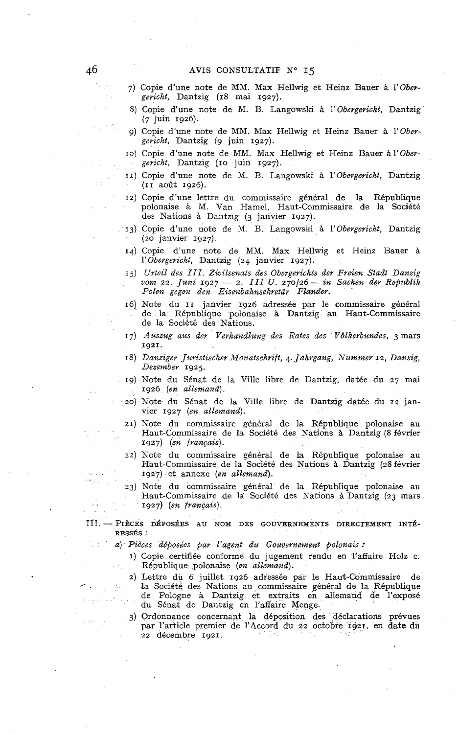7) Copie d'une note de MM. Max Hellwig et Heinz Bauer à l'*Obergericht*, Dantzig (18 mai 1927).

8) Copie d'une note de M. B. Langowski à l'*Obergericht*, Dantzig (7 juin 1926).

9) Copie d'une note de MM. Max Hellwig et Heinz Bauer à l'*Obergericht*, Dantzig (9 juin 1927).

10) Copie d'une note de MM. Max Hellwig et Heinz Bauer à l'*Obergericht*, Dantzig (10 juin 1927).

11) Copie d'une note de M. B. Langowski à l'*Obergericht*, Dantzig (11 août 1926).

12) Copie d'une lettre du commissaire général de la République polonaise à M. Van Hamel, Haut-Commissaire de la Société des Nations à Dantzig (3 janvier 1927).

13) Copie d'une note de M. B. Langowski à l'*Obergericht*, Dantzig (20 janvier 1927).

14) Copie d'une note de MM. Max Hellwig et Heinz Bauer à l'*Obergericht*, Dantzig (24 janvier 1927).

15) *Urteil des III. Zivilsenats des Obergerichts der Freien Stadt Danzig vom 22. Juni 1927 — 2. III U. 270/26 — in Sachen der Republik Polen gegen den Eisenbahnsekretär Flander.*

16) Note du 11 janvier 1926 adressée par le commissaire général de la République polonaise à Dantzig au Haut-Commissaire de la Société des Nations.

17) *Auszug aus der Verhandlung des Rates des Völkerbundes*, 3 mars 1921.

18) *Danziger Juristischer Monatschrift*, 4. *Jahrgang, Nummer* 12, *Danzig, Dezember* 1925.

19) Note du Sénat de la Ville libre de Dantzig, datée du 27 mai 1926 (*en allemand*).

20) Note du Sénat de la Ville libre de Dantzig datée du 12 janvier 1927 (*en allemand*).

21) Note du commissaire général de la République polonaise au Haut-Commissaire de la Société des Nations à Dantzig (8 février 1927) (*en français*).

22) Note du commissaire général de la République polonaise au Haut-Commissaire de la Société des Nations à Dantzig (28 février 1927) et annexe (*en allemand*).

23) Note du commissaire général de la République polonaise au Haut-Commissaire de la Société des Nations à Dantzig (23 mars 1927) (*en français*).

III. — PIÈCES DÉPOSÉES AU NOM DES GOUVERNEMENTS DIRECTEMENT INTÉRESSÉS :

*a) Pièces déposées par l'agent du Gouvernement polonais :*

1) Copie certifiée conforme du jugement rendu en l'affaire Holz c. République polonaise (*en allemand*).

2) Lettre du 6 juillet 1926 adressée par le Haut-Commissaire de la Société des Nations au commissaire général de la République de Pologne à Dantzig et extraits en allemand de l'exposé du Sénat de Dantzig en l'affaire Menge.

3) Ordonnance concernant la déposition des déclarations prévues par l'article premier de l'Accord du 22 octobre 1921, en date du 22 décembre 1921.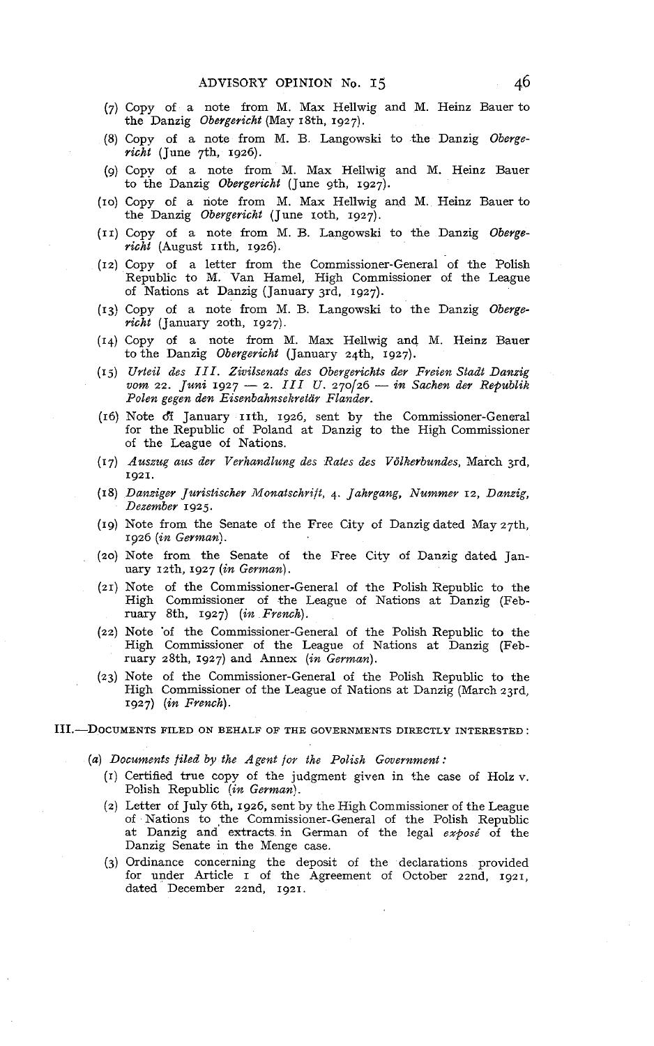(7) Copy of a note from M. Max Hellwig and M. Heinz Bauer to the Danzig *Obergericht* (May 18th, 1927).

(8) Copy of a note from M. B. Langowski to the Danzig *Obergericht* (June 7th, 1926).

(9) Copy of a note from M. Max Hellwig and M. Heinz Bauer to the Danzig *Obergericht* (June 9th, 1927).

(10) Copy of a note from M. Max Hellwig and M. Heinz Bauer to the Danzig *Obergericht* (June 10th, 1927).

(11) Copy of a note from M. B. Langowski to the Danzig *Obergericht* (August 11th, 1926).

(12) Copy of a letter from the Commissioner-General of the Polish Republic to M. Van Hamel, High Commissioner of the League of Nations at Danzig (January 3rd, 1927).

(13) Copy of a note from M. B. Langowski to the Danzig *Obergericht* (January 20th, 1927).

(14) Copy of a note from M. Max Hellwig and M. Heinz Bauer to the Danzig *Obergericht* (January 24th, 1927).

(15) *Urteil des III. Ziwilsenats des Obergerichts der Freien Stadt Danzig vom 22. Juni 1927 — 2. III U. 270/26 — in Sachen der Republik Polen gegen den Eisenbahnsekretär Flander.*

(16) Note of January 11th, 1926, sent by the Commissioner-General for the Republic of Poland at Danzig to the High Commissioner of the League of Nations.

(17) *Auszug aus der Verhandlung des Rates des Völkerbundes*, March 3rd, 1921.

(18) *Danziger Juristischer Monatschrift, 4. Jahrgang, Nummer 12, Danzig, Dezember 1925.*

(19) Note from the Senate of the Free City of Danzig dated May 27th, 1926 (*in German*).

(20) Note from the Senate of the Free City of Danzig dated January 12th, 1927 (*in German*).

(21) Note of the Commissioner-General of the Polish Republic to the High Commissioner of the League of Nations at Danzig (February 8th, 1927) (*in French*).

(22) Note of the Commissioner-General of the Polish Republic to the High Commissioner of the League of Nations at Danzig (February 28th, 1927) and Annex (*in German*).

(23) Note of the Commissioner-General of the Polish Republic to the High Commissioner of the League of Nations at Danzig (March 23rd, 1927) (*in French*).

III.—Documents filed on behalf of the Governments directly interested:

(*a*) *Documents filed by the Agent for the Polish Government:*

(1) Certified true copy of the judgment given in the case of Holz v. Polish Republic (*in German*).

(2) Letter of July 6th, 1926, sent by the High Commissioner of the League of Nations to the Commissioner-General of the Polish Republic at Danzig and extracts in German of the legal *exposé* of the Danzig Senate in the Menge case.

(3) Ordinance concerning the deposit of the declarations provided for under Article 1 of the Agreement of October 22nd, 1921, dated December 22nd, 1921.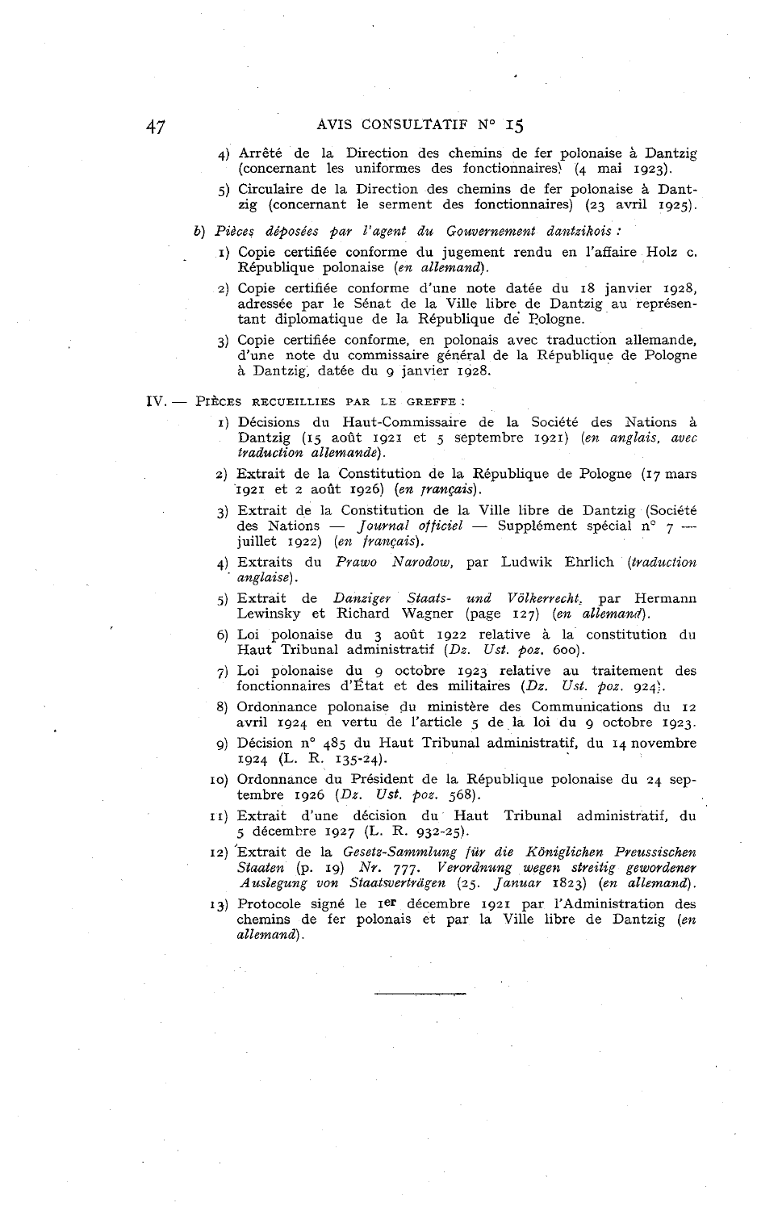4) Arrêté de la Direction des chemins de fer polonaise à Dantzig (concernant les uniformes des fonctionnaires) (4 mai 1923).

5) Circulaire de la Direction des chemins de fer polonaise à Dantzig (concernant le serment des fonctionnaires) (23 avril 1925).

*b) Pièces déposées par l'agent du Gouvernement dantzikois :*

1) Copie certifiée conforme du jugement rendu en l'affaire Holz c. République polonaise *(en allemand)*.

2) Copie certifiée conforme d'une note datée du 18 janvier 1928, adressée par le Sénat de la Ville libre de Dantzig au représentant diplomatique de la République de Pologne.

3) Copie certifiée conforme, en polonais avec traduction allemande, d'une note du commissaire général de la République de Pologne à Dantzig, datée du 9 janvier 1928.

IV. — PIÈCES RECUEILLIES PAR LE GREFFE :

1) Décisions du Haut-Commissaire de la Société des Nations à Dantzig (15 août 1921 et 5 septembre 1921) *(en anglais, avec traduction allemande)*.

2) Extrait de la Constitution de la République de Pologne (17 mars 1921 et 2 août 1926) *(en français)*.

3) Extrait de la Constitution de la Ville libre de Dantzig (Société des Nations — *Journal officiel* — Supplément spécial n° 7 — juillet 1922) *(en français)*.

4) Extraits du *Prawo Narodow*, par Ludwik Ehrlich *(traduction anglaise)*.

5) Extrait de *Danziger Staats- und Völkerrecht*, par Hermann Lewinsky et Richard Wagner (page 127) *(en allemand)*.

6) Loi polonaise du 3 août 1922 relative à la constitution du Haut Tribunal administratif (*Dz. Ust. poz.* 600).

7) Loi polonaise du 9 octobre 1923 relative au traitement des fonctionnaires d'État et des militaires (*Dz. Ust. poz.* 924).

8) Ordonnance polonaise du ministère des Communications du 12 avril 1924 en vertu de l'article 5 de la loi du 9 octobre 1923.

9) Décision n° 485 du Haut Tribunal administratif, du 14 novembre 1924 (L. R. 135-24).

10) Ordonnance du Président de la République polonaise du 24 septembre 1926 (*Dz. Ust. poz.* 568).

11) Extrait d'une décision du Haut Tribunal administratif, du 5 décembre 1927 (L. R. 932-25).

12) Extrait de la *Gesetz-Sammlung für die Königlichen Preussischen Staaten* (p. 19) *Nr.* 777. *Verordnung wegen streitig gewordener Auslegung von Staatsverträgen* (25. *Januar* 1823) *(en allemand)*.

13) Protocole signé le 1er décembre 1921 par l'Administration des chemins de fer polonais et par la Ville libre de Dantzig *(en allemand)*.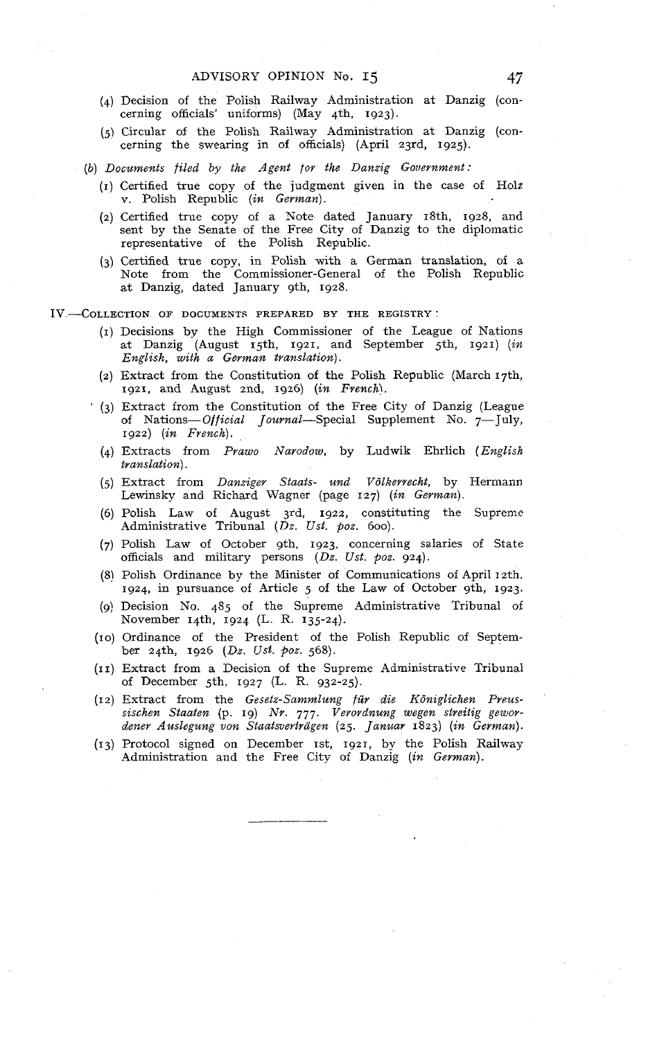(4) Decision of the Polish Railway Administration at Danzig (concerning officials' uniforms) (May 4th, 1923).

(5) Circular of the Polish Railway Administration at Danzig (concerning the swearing in of officials) (April 23rd, 1925).

(b) *Documents filed by the Agent for the Danzig Government:*

(1) Certified true copy of the judgment given in the case of Holz v. Polish Republic (*in German*).

(2) Certified true copy of a Note dated January 18th, 1928, and sent by the Senate of the Free City of Danzig to the diplomatic representative of the Polish Republic.

(3) Certified true copy, in Polish with a German translation, of a Note from the Commissioner-General of the Polish Republic at Danzig, dated January 9th, 1928.

IV.—COLLECTION OF DOCUMENTS PREPARED BY THE REGISTRY:

(1) Decisions by the High Commissioner of the League of Nations at Danzig (August 15th, 1921, and September 5th, 1921) (*in English, with a German translation*).

(2) Extract from the Constitution of the Polish Republic (March 17th, 1921, and August 2nd, 1926) (*in French*).

(3) Extract from the Constitution of the Free City of Danzig (League of Nations—*Official Journal*—Special Supplement No. 7—July, 1922) (*in French*).

(4) Extracts from *Prawo Narodow*, by Ludwik Ehrlich (*English translation*).

(5) Extract from *Danziger Staats- und Völkerrecht*, by Hermann Lewinsky and Richard Wagner (page 127) (*in German*).

(6) Polish Law of August 3rd, 1922, constituting the Supreme Administrative Tribunal (*Dz. Ust. poz.* 600).

(7) Polish Law of October 9th, 1923, concerning salaries of State officials and military persons (*Dz. Ust. poz.* 924).

(8) Polish Ordinance by the Minister of Communications of April 12th, 1924, in pursuance of Article 5 of the Law of October 9th, 1923.

(9) Decision No. 485 of the Supreme Administrative Tribunal of November 14th, 1924 (L. R. 135-24).

(10) Ordinance of the President of the Polish Republic of September 24th, 1926 (*Dz. Ust. poz.* 568).

(11) Extract from a Decision of the Supreme Administrative Tribunal of December 5th, 1927 (L. R. 932-25).

(12) Extract from the *Gesetz-Sammlung für die Königlichen Preussischen Staaten* (p. 19) *Nr.* 777. *Verordnung wegen streitig gewordener Auslegung von Staatsverträgen* (25. *Januar* 1823) (*in German*).

(13) Protocol signed on December 1st, 1921, by the Polish Railway Administration and the Free City of Danzig (*in German*).